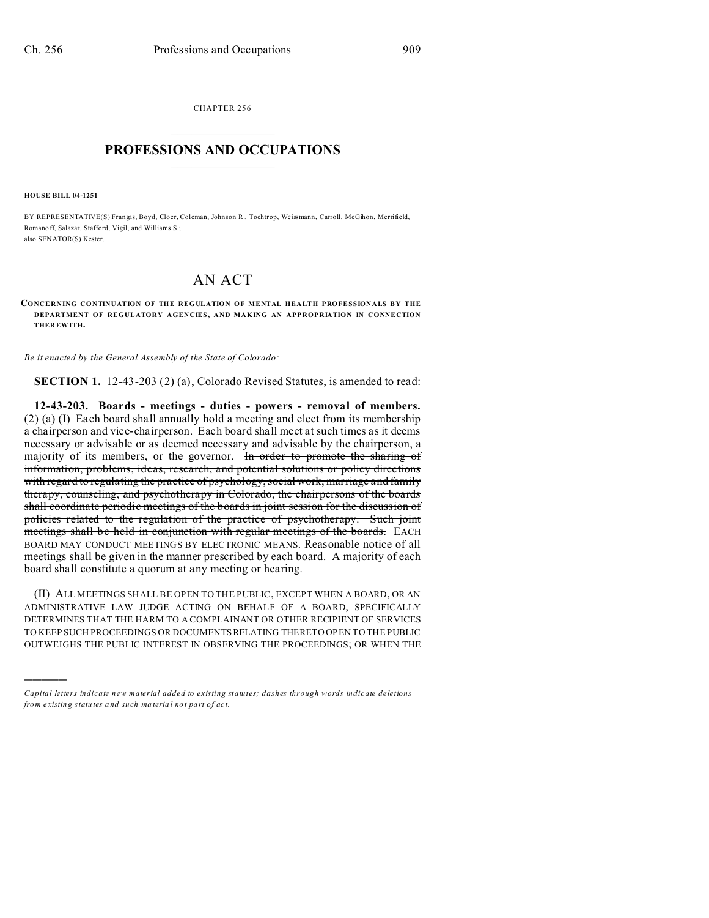CHAPTER 256

# PROFESSIONS AND OCCUPATIONS

**HOUSE BILL 04-1251**

BY REPRESENTATIVE(S) Frangas, Boyd, Cloer, Coleman, Johnson R., Tochtrop, Weissmann, Carroll, McGihon, Merrifield, Romanoff, Salazar, Stafford, Vigil, and Williams S.;
also SENATOR(S) Kester.

## AN ACT

**CONCERNING CONTINUATION OF THE REGULATION OF MENTAL HEALTH PROFESSIONALS BY THE DEPARTMENT OF REGULATORY AGENCIES, AND MAKING AN APPROPRIATION IN CONNECTION THEREWITH.**

*Be it enacted by the General Assembly of the State of Colorado:*

**SECTION 1.** 12-43-203 (2) (a), Colorado Revised Statutes, is amended to read:

**12-43-203. Boards - meetings - duties - powers - removal of members.** (2) (a) (I) Each board shall annually hold a meeting and elect from its membership a chairperson and vice-chairperson. Each board shall meet at such times as it deems necessary or advisable or as deemed necessary and advisable by the chairperson, a majority of its members, or the governor. ~~In order to promote the sharing of information, problems, ideas, research, and potential solutions or policy directions with regard to regulating the practice of psychology, social work, marriage and family therapy, counseling, and psychotherapy in Colorado, the chairpersons of the boards shall coordinate periodic meetings of the boards in joint session for the discussion of policies related to the regulation of the practice of psychotherapy. Such joint meetings shall be held in conjunction with regular meetings of the boards.~~ EACH BOARD MAY CONDUCT MEETINGS BY ELECTRONIC MEANS. Reasonable notice of all meetings shall be given in the manner prescribed by each board. A majority of each board shall constitute a quorum at any meeting or hearing.

(II) ALL MEETINGS SHALL BE OPEN TO THE PUBLIC, EXCEPT WHEN A BOARD, OR AN ADMINISTRATIVE LAW JUDGE ACTING ON BEHALF OF A BOARD, SPECIFICALLY DETERMINES THAT THE HARM TO A COMPLAINANT OR OTHER RECIPIENT OF SERVICES TO KEEP SUCH PROCEEDINGS OR DOCUMENTS RELATING THERETO OPEN TO THE PUBLIC OUTWEIGHS THE PUBLIC INTEREST IN OBSERVING THE PROCEEDINGS; OR WHEN THE

---

*Capital letters indicate new material added to existing statutes; dashes through words indicate deletions from existing statutes and such material not part of act.*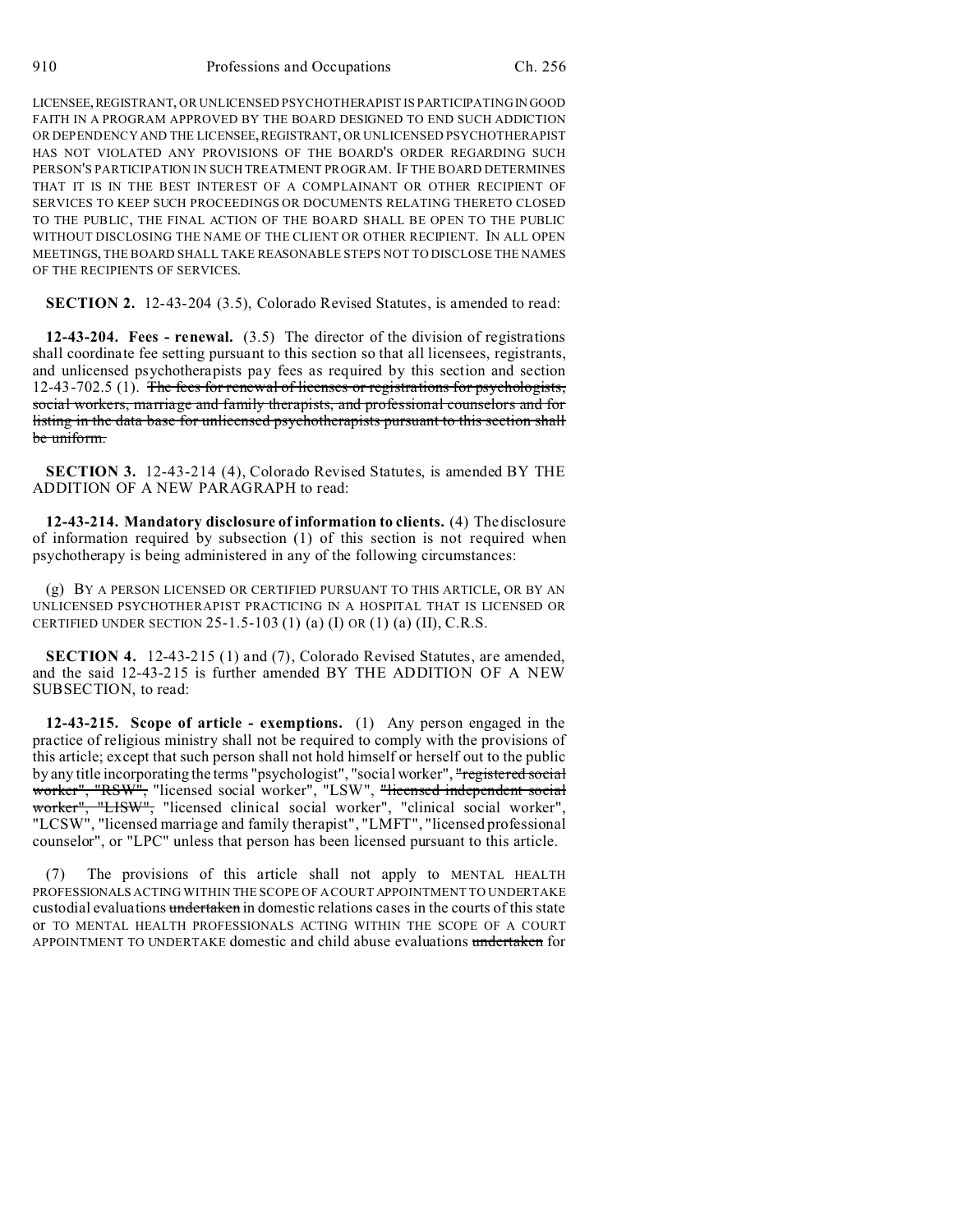LICENSEE, REGISTRANT, OR UNLICENSED PSYCHOTHERAPIST IS PARTICIPATING IN GOOD FAITH IN A PROGRAM APPROVED BY THE BOARD DESIGNED TO END SUCH ADDICTION OR DEPENDENCY AND THE LICENSEE, REGISTRANT, OR UNLICENSED PSYCHOTHERAPIST HAS NOT VIOLATED ANY PROVISIONS OF THE BOARD'S ORDER REGARDING SUCH PERSON'S PARTICIPATION IN SUCH TREATMENT PROGRAM. IF THE BOARD DETERMINES THAT IT IS IN THE BEST INTEREST OF A COMPLAINANT OR OTHER RECIPIENT OF SERVICES TO KEEP SUCH PROCEEDINGS OR DOCUMENTS RELATING THERETO CLOSED TO THE PUBLIC, THE FINAL ACTION OF THE BOARD SHALL BE OPEN TO THE PUBLIC WITHOUT DISCLOSING THE NAME OF THE CLIENT OR OTHER RECIPIENT. IN ALL OPEN MEETINGS, THE BOARD SHALL TAKE REASONABLE STEPS NOT TO DISCLOSE THE NAMES OF THE RECIPIENTS OF SERVICES.

**SECTION 2.** 12-43-204 (3.5), Colorado Revised Statutes, is amended to read:

**12-43-204. Fees - renewal.** (3.5) The director of the division of registrations shall coordinate fee setting pursuant to this section so that all licensees, registrants, and unlicensed psychotherapists pay fees as required by this section and section 12-43-702.5 (1). ~~The fees for renewal of licenses or registrations for psychologists, social workers, marriage and family therapists, and professional counselors and for listing in the data base for unlicensed psychotherapists pursuant to this section shall be uniform.~~

**SECTION 3.** 12-43-214 (4), Colorado Revised Statutes, is amended BY THE ADDITION OF A NEW PARAGRAPH to read:

**12-43-214. Mandatory disclosure of information to clients.** (4) The disclosure of information required by subsection (1) of this section is not required when psychotherapy is being administered in any of the following circumstances:

(g) BY A PERSON LICENSED OR CERTIFIED PURSUANT TO THIS ARTICLE, OR BY AN UNLICENSED PSYCHOTHERAPIST PRACTICING IN A HOSPITAL THAT IS LICENSED OR CERTIFIED UNDER SECTION 25-1.5-103 (1) (a) (I) OR (1) (a) (II), C.R.S.

**SECTION 4.** 12-43-215 (1) and (7), Colorado Revised Statutes, are amended, and the said 12-43-215 is further amended BY THE ADDITION OF A NEW SUBSECTION, to read:

**12-43-215. Scope of article - exemptions.** (1) Any person engaged in the practice of religious ministry shall not be required to comply with the provisions of this article; except that such person shall not hold himself or herself out to the public by any title incorporating the terms "psychologist", "social worker", ~~"registered social worker", "RSW",~~ "licensed social worker", "LSW", ~~"licensed independent social worker", "LISW",~~ "licensed clinical social worker", "clinical social worker", "LCSW", "licensed marriage and family therapist", "LMFT", "licensed professional counselor", or "LPC" unless that person has been licensed pursuant to this article.

(7) The provisions of this article shall not apply to MENTAL HEALTH PROFESSIONALS ACTING WITHIN THE SCOPE OF A COURT APPOINTMENT TO UNDERTAKE custodial evaluations ~~undertaken~~ in domestic relations cases in the courts of this state or TO MENTAL HEALTH PROFESSIONALS ACTING WITHIN THE SCOPE OF A COURT APPOINTMENT TO UNDERTAKE domestic and child abuse evaluations ~~undertaken~~ for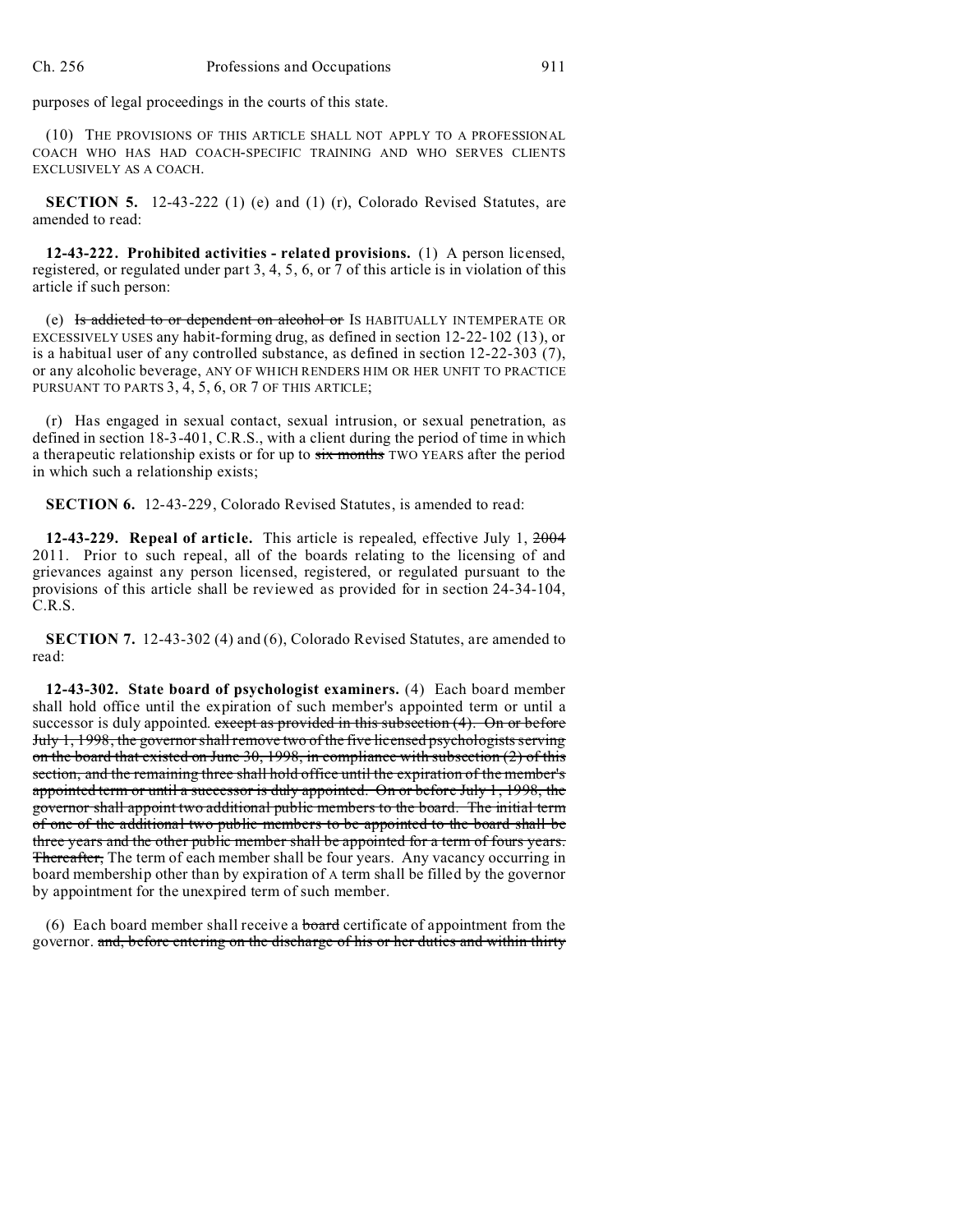purposes of legal proceedings in the courts of this state.

(10) THE PROVISIONS OF THIS ARTICLE SHALL NOT APPLY TO A PROFESSIONAL COACH WHO HAS HAD COACH-SPECIFIC TRAINING AND WHO SERVES CLIENTS EXCLUSIVELY AS A COACH.

**SECTION 5.** 12-43-222 (1) (e) and (1) (r), Colorado Revised Statutes, are amended to read:

**12-43-222. Prohibited activities - related provisions.** (1) A person licensed, registered, or regulated under part 3, 4, 5, 6, or 7 of this article is in violation of this article if such person:

(e) ~~Is addicted to or dependent on alcohol or~~ IS HABITUALLY INTEMPERATE OR EXCESSIVELY USES any habit-forming drug, as defined in section 12-22-102 (13), or is a habitual user of any controlled substance, as defined in section 12-22-303 (7), or any alcoholic beverage, ANY OF WHICH RENDERS HIM OR HER UNFIT TO PRACTICE PURSUANT TO PARTS 3, 4, 5, 6, OR 7 OF THIS ARTICLE;

(r) Has engaged in sexual contact, sexual intrusion, or sexual penetration, as defined in section 18-3-401, C.R.S., with a client during the period of time in which a therapeutic relationship exists or for up to ~~six months~~ TWO YEARS after the period in which such a relationship exists;

**SECTION 6.** 12-43-229, Colorado Revised Statutes, is amended to read:

**12-43-229. Repeal of article.** This article is repealed, effective July 1, ~~2004~~ 2011. Prior to such repeal, all of the boards relating to the licensing of and grievances against any person licensed, registered, or regulated pursuant to the provisions of this article shall be reviewed as provided for in section 24-34-104, C.R.S.

**SECTION 7.** 12-43-302 (4) and (6), Colorado Revised Statutes, are amended to read:

**12-43-302. State board of psychologist examiners.** (4) Each board member shall hold office until the expiration of such member's appointed term or until a successor is duly appointed. ~~except as provided in this subsection (4). On or before July 1, 1998, the governor shall remove two of the five licensed psychologists serving on the board that existed on June 30, 1998, in compliance with subsection (2) of this section, and the remaining three shall hold office until the expiration of the member's appointed term or until a successor is duly appointed. On or before July 1, 1998, the governor shall appoint two additional public members to the board. The initial term of one of the additional two public members to be appointed to the board shall be three years and the other public member shall be appointed for a term of fours years. Thereafter,~~ The term of each member shall be four years. Any vacancy occurring in board membership other than by expiration of A term shall be filled by the governor by appointment for the unexpired term of such member.

(6) Each board member shall receive a ~~board~~ certificate of appointment from the governor. ~~and, before entering on the discharge of his or her duties and within thirty~~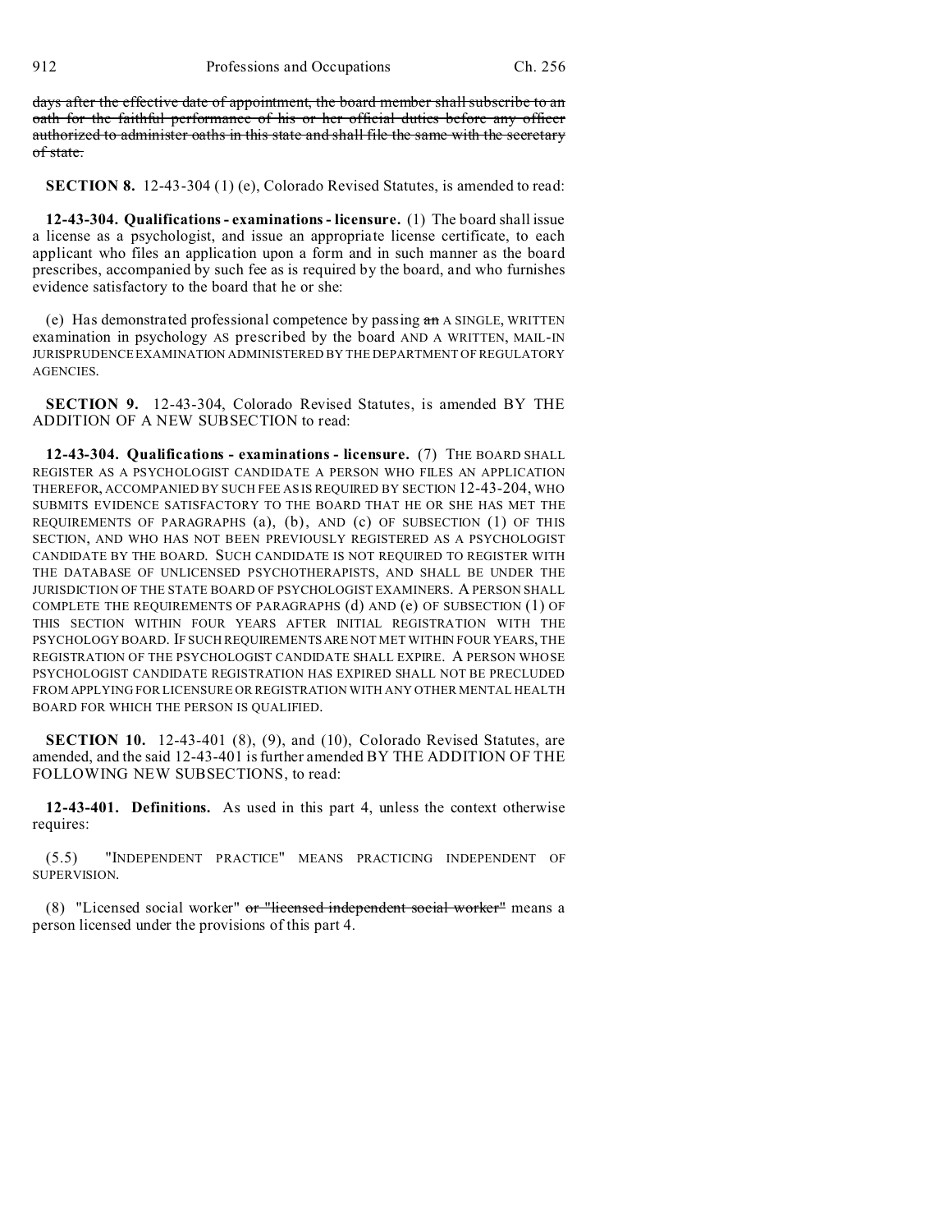~~days after the effective date of appointment, the board member shall subscribe to an oath for the faithful performance of his or her official duties before any officer authorized to administer oaths in this state and shall file the same with the secretary of state.~~

**SECTION 8.** 12-43-304 (1) (e), Colorado Revised Statutes, is amended to read:

**12-43-304. Qualifications - examinations - licensure.** (1) The board shall issue a license as a psychologist, and issue an appropriate license certificate, to each applicant who files an application upon a form and in such manner as the board prescribes, accompanied by such fee as is required by the board, and who furnishes evidence satisfactory to the board that he or she:

(e) Has demonstrated professional competence by passing ~~an~~ A SINGLE, WRITTEN examination in psychology AS prescribed by the board AND A WRITTEN, MAIL-IN JURISPRUDENCE EXAMINATION ADMINISTERED BY THE DEPARTMENT OF REGULATORY AGENCIES.

**SECTION 9.** 12-43-304, Colorado Revised Statutes, is amended BY THE ADDITION OF A NEW SUBSECTION to read:

**12-43-304. Qualifications - examinations - licensure.** (7) THE BOARD SHALL REGISTER AS A PSYCHOLOGIST CANDIDATE A PERSON WHO FILES AN APPLICATION THEREFOR, ACCOMPANIED BY SUCH FEE AS IS REQUIRED BY SECTION 12-43-204, WHO SUBMITS EVIDENCE SATISFACTORY TO THE BOARD THAT HE OR SHE HAS MET THE REQUIREMENTS OF PARAGRAPHS (a), (b), AND (c) OF SUBSECTION (1) OF THIS SECTION, AND WHO HAS NOT BEEN PREVIOUSLY REGISTERED AS A PSYCHOLOGIST CANDIDATE BY THE BOARD. SUCH CANDIDATE IS NOT REQUIRED TO REGISTER WITH THE DATABASE OF UNLICENSED PSYCHOTHERAPISTS, AND SHALL BE UNDER THE JURISDICTION OF THE STATE BOARD OF PSYCHOLOGIST EXAMINERS. A PERSON SHALL COMPLETE THE REQUIREMENTS OF PARAGRAPHS (d) AND (e) OF SUBSECTION (1) OF THIS SECTION WITHIN FOUR YEARS AFTER INITIAL REGISTRATION WITH THE PSYCHOLOGY BOARD. IF SUCH REQUIREMENTS ARE NOT MET WITHIN FOUR YEARS, THE REGISTRATION OF THE PSYCHOLOGIST CANDIDATE SHALL EXPIRE. A PERSON WHOSE PSYCHOLOGIST CANDIDATE REGISTRATION HAS EXPIRED SHALL NOT BE PRECLUDED FROM APPLYING FOR LICENSURE OR REGISTRATION WITH ANY OTHER MENTAL HEALTH BOARD FOR WHICH THE PERSON IS QUALIFIED.

**SECTION 10.** 12-43-401 (8), (9), and (10), Colorado Revised Statutes, are amended, and the said 12-43-401 is further amended BY THE ADDITION OF THE FOLLOWING NEW SUBSECTIONS, to read:

**12-43-401. Definitions.** As used in this part 4, unless the context otherwise requires:

(5.5) "INDEPENDENT PRACTICE" MEANS PRACTICING INDEPENDENT OF SUPERVISION.

(8) "Licensed social worker" ~~or "licensed independent social worker"~~ means a person licensed under the provisions of this part 4.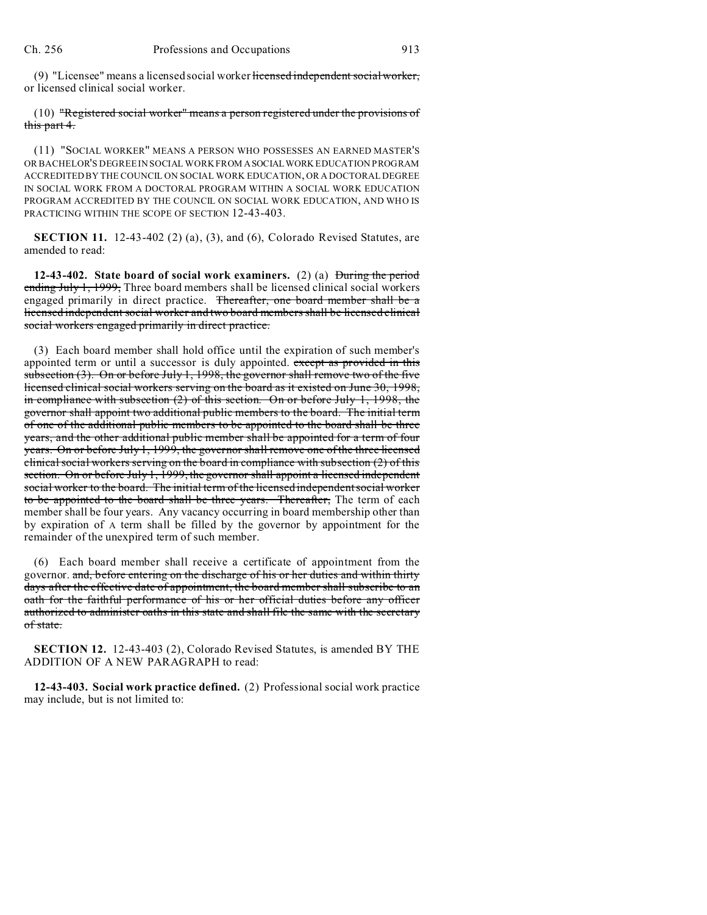(9) "Licensee" means a licensed social worker ~~licensed independent social worker,~~ or licensed clinical social worker.

(10) ~~"Registered social worker" means a person registered under the provisions of this part 4.~~

(11) "SOCIAL WORKER" MEANS A PERSON WHO POSSESSES AN EARNED MASTER'S OR BACHELOR'S DEGREE IN SOCIAL WORK FROM A SOCIAL WORK EDUCATION PROGRAM ACCREDITED BY THE COUNCIL ON SOCIAL WORK EDUCATION, OR A DOCTORAL DEGREE IN SOCIAL WORK FROM A DOCTORAL PROGRAM WITHIN A SOCIAL WORK EDUCATION PROGRAM ACCREDITED BY THE COUNCIL ON SOCIAL WORK EDUCATION, AND WHO IS PRACTICING WITHIN THE SCOPE OF SECTION 12-43-403.

**SECTION 11.** 12-43-402 (2) (a), (3), and (6), Colorado Revised Statutes, are amended to read:

**12-43-402. State board of social work examiners.** (2) (a) ~~During the period ending July 1, 1999,~~ Three board members shall be licensed clinical social workers engaged primarily in direct practice. ~~Thereafter, one board member shall be a licensed independent social worker and two board members shall be licensed clinical social workers engaged primarily in direct practice.~~

(3) Each board member shall hold office until the expiration of such member's appointed term or until a successor is duly appointed. ~~except as provided in this subsection (3). On or before July 1, 1998, the governor shall remove two of the five licensed clinical social workers serving on the board as it existed on June 30, 1998, in compliance with subsection (2) of this section. On or before July 1, 1998, the governor shall appoint two additional public members to the board. The initial term of one of the additional public members to be appointed to the board shall be three years, and the other additional public member shall be appointed for a term of four years. On or before July 1, 1999, the governor shall remove one of the three licensed clinical social workers serving on the board in compliance with subsection (2) of this section. On or before July 1, 1999, the governor shall appoint a licensed independent social worker to the board. The initial term of the licensed independent social worker to be appointed to the board shall be three years. Thereafter,~~ The term of each member shall be four years. Any vacancy occurring in board membership other than by expiration of A term shall be filled by the governor by appointment for the remainder of the unexpired term of such member.

(6) Each board member shall receive a certificate of appointment from the governor. ~~and, before entering on the discharge of his or her duties and within thirty days after the effective date of appointment, the board member shall subscribe to an oath for the faithful performance of his or her official duties before any officer authorized to administer oaths in this state and shall file the same with the secretary of state.~~

**SECTION 12.** 12-43-403 (2), Colorado Revised Statutes, is amended BY THE ADDITION OF A NEW PARAGRAPH to read:

**12-43-403. Social work practice defined.** (2) Professional social work practice may include, but is not limited to: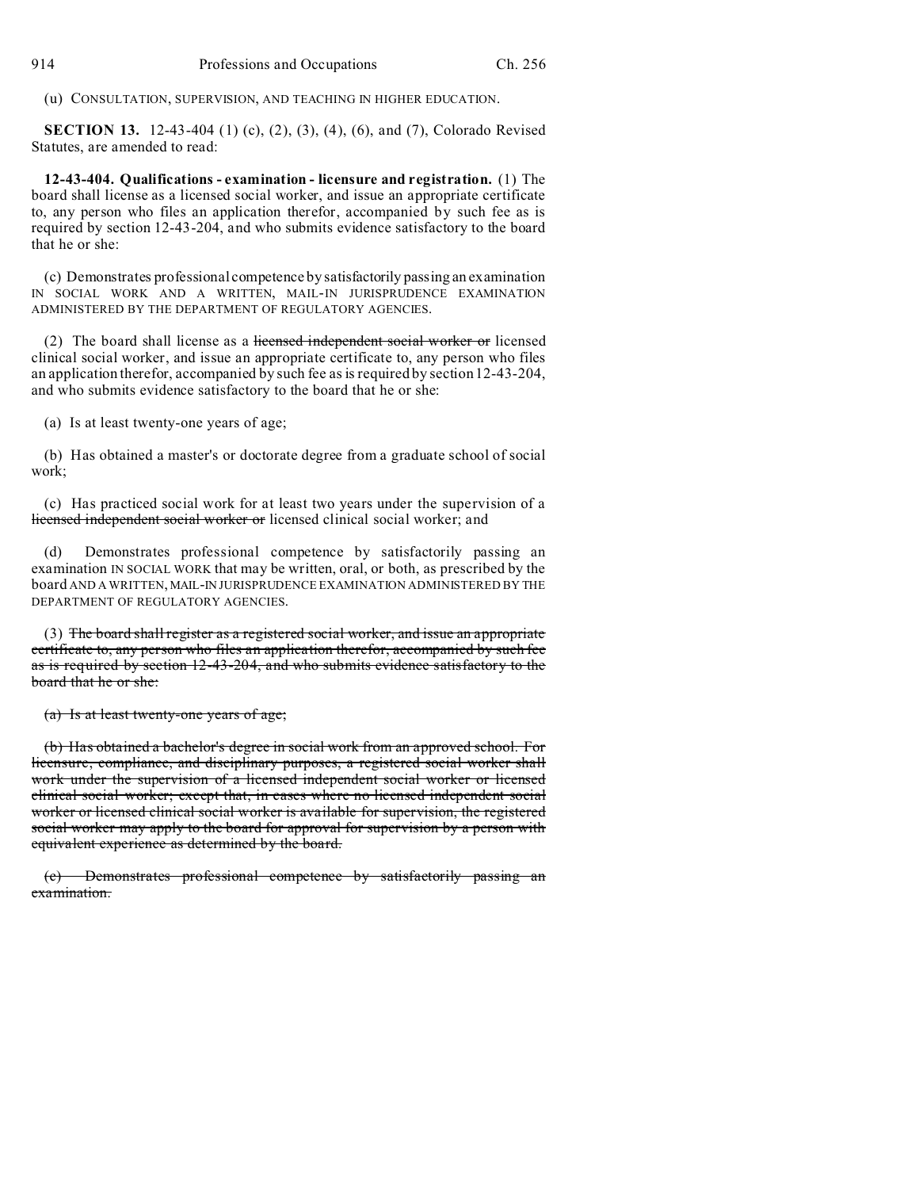(u) CONSULTATION, SUPERVISION, AND TEACHING IN HIGHER EDUCATION.

**SECTION 13.** 12-43-404 (1) (c), (2), (3), (4), (6), and (7), Colorado Revised Statutes, are amended to read:

**12-43-404. Qualifications - examination - licensure and registration.** (1) The board shall license as a licensed social worker, and issue an appropriate certificate to, any person who files an application therefor, accompanied by such fee as is required by section 12-43-204, and who submits evidence satisfactory to the board that he or she:

(c) Demonstrates professional competence by satisfactorily passing an examination IN SOCIAL WORK AND A WRITTEN, MAIL-IN JURISPRUDENCE EXAMINATION ADMINISTERED BY THE DEPARTMENT OF REGULATORY AGENCIES.

(2) The board shall license as a ~~licensed independent social worker or~~ licensed clinical social worker, and issue an appropriate certificate to, any person who files an application therefor, accompanied by such fee as is required by section 12-43-204, and who submits evidence satisfactory to the board that he or she:

(a) Is at least twenty-one years of age;

(b) Has obtained a master's or doctorate degree from a graduate school of social work;

(c) Has practiced social work for at least two years under the supervision of a ~~licensed independent social worker or~~ licensed clinical social worker; and

(d) Demonstrates professional competence by satisfactorily passing an examination IN SOCIAL WORK that may be written, oral, or both, as prescribed by the board AND A WRITTEN, MAIL-IN JURISPRUDENCE EXAMINATION ADMINISTERED BY THE DEPARTMENT OF REGULATORY AGENCIES.

(3) ~~The board shall register as a registered social worker, and issue an appropriate certificate to, any person who files an application therefor, accompanied by such fee as is required by section 12-43-204, and who submits evidence satisfactory to the board that he or she:~~

~~(a) Is at least twenty-one years of age;~~

~~(b) Has obtained a bachelor's degree in social work from an approved school. For licensure, compliance, and disciplinary purposes, a registered social worker shall work under the supervision of a licensed independent social worker or licensed clinical social worker; except that, in cases where no licensed independent social worker or licensed clinical social worker is available for supervision, the registered social worker may apply to the board for approval for supervision by a person with equivalent experience as determined by the board.~~

~~(c) Demonstrates professional competence by satisfactorily passing an examination.~~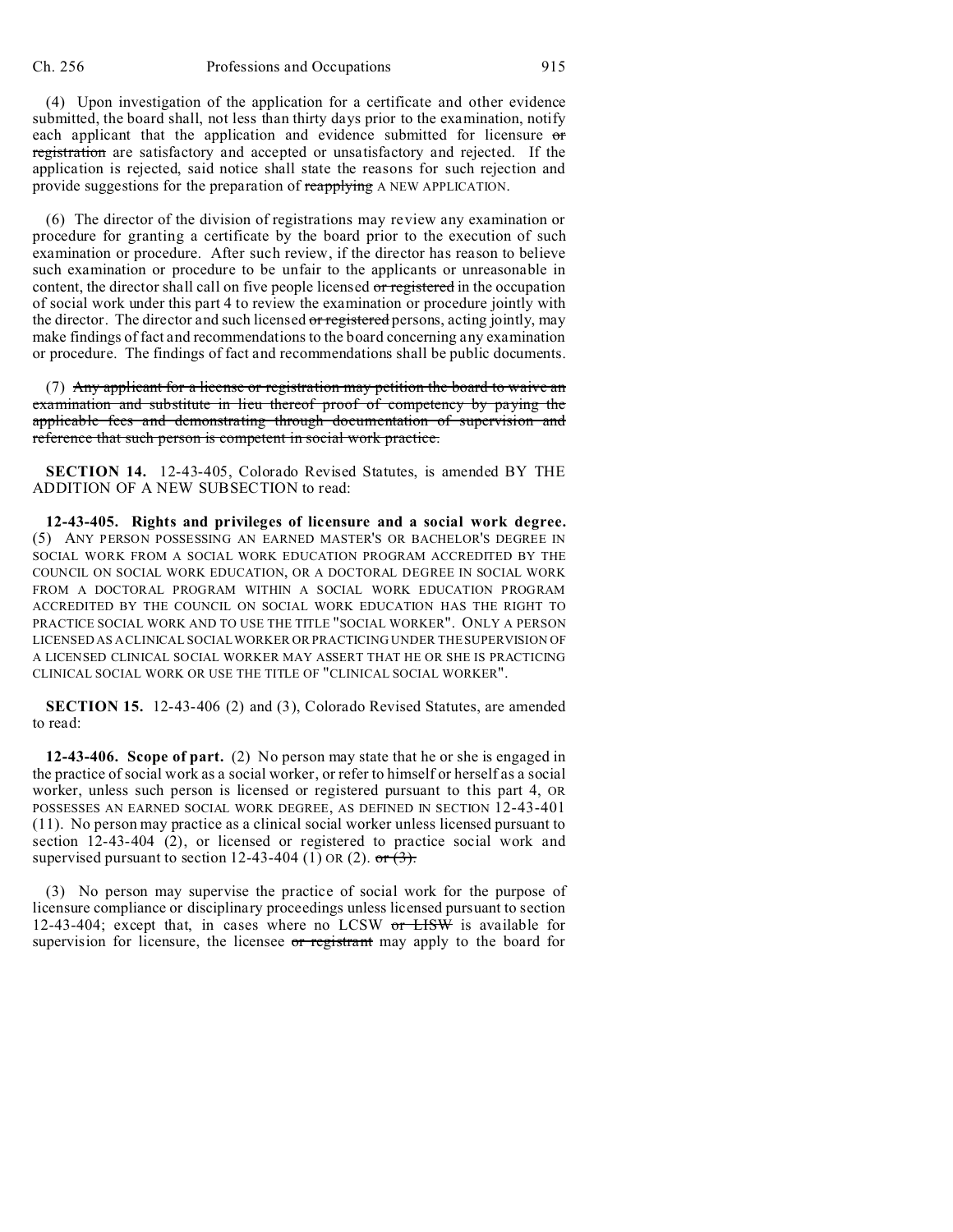(4) Upon investigation of the application for a certificate and other evidence submitted, the board shall, not less than thirty days prior to the examination, notify each applicant that the application and evidence submitted for licensure ~~or registration~~ are satisfactory and accepted or unsatisfactory and rejected. If the application is rejected, said notice shall state the reasons for such rejection and provide suggestions for the preparation of ~~reapplying~~ A NEW APPLICATION.

(6) The director of the division of registrations may review any examination or procedure for granting a certificate by the board prior to the execution of such examination or procedure. After such review, if the director has reason to believe such examination or procedure to be unfair to the applicants or unreasonable in content, the director shall call on five people licensed ~~or registered~~ in the occupation of social work under this part 4 to review the examination or procedure jointly with the director. The director and such licensed ~~or registered~~ persons, acting jointly, may make findings of fact and recommendations to the board concerning any examination or procedure. The findings of fact and recommendations shall be public documents.

(7) ~~Any applicant for a license or registration may petition the board to waive an examination and substitute in lieu thereof proof of competency by paying the applicable fees and demonstrating through documentation of supervision and reference that such person is competent in social work practice.~~

**SECTION 14.** 12-43-405, Colorado Revised Statutes, is amended BY THE ADDITION OF A NEW SUBSECTION to read:

**12-43-405. Rights and privileges of licensure and a social work degree.** (5) ANY PERSON POSSESSING AN EARNED MASTER'S OR BACHELOR'S DEGREE IN SOCIAL WORK FROM A SOCIAL WORK EDUCATION PROGRAM ACCREDITED BY THE COUNCIL ON SOCIAL WORK EDUCATION, OR A DOCTORAL DEGREE IN SOCIAL WORK FROM A DOCTORAL PROGRAM WITHIN A SOCIAL WORK EDUCATION PROGRAM ACCREDITED BY THE COUNCIL ON SOCIAL WORK EDUCATION HAS THE RIGHT TO PRACTICE SOCIAL WORK AND TO USE THE TITLE "SOCIAL WORKER". ONLY A PERSON LICENSED AS A CLINICAL SOCIAL WORKER OR PRACTICING UNDER THE SUPERVISION OF A LICENSED CLINICAL SOCIAL WORKER MAY ASSERT THAT HE OR SHE IS PRACTICING CLINICAL SOCIAL WORK OR USE THE TITLE OF "CLINICAL SOCIAL WORKER".

**SECTION 15.** 12-43-406 (2) and (3), Colorado Revised Statutes, are amended to read:

**12-43-406. Scope of part.** (2) No person may state that he or she is engaged in the practice of social work as a social worker, or refer to himself or herself as a social worker, unless such person is licensed or registered pursuant to this part 4, OR POSSESSES AN EARNED SOCIAL WORK DEGREE, AS DEFINED IN SECTION 12-43-401 (11). No person may practice as a clinical social worker unless licensed pursuant to section 12-43-404 (2), or licensed or registered to practice social work and supervised pursuant to section 12-43-404 (1) OR (2). ~~or (3).~~

(3) No person may supervise the practice of social work for the purpose of licensure compliance or disciplinary proceedings unless licensed pursuant to section 12-43-404; except that, in cases where no LCSW ~~or LISW~~ is available for supervision for licensure, the licensee ~~or registrant~~ may apply to the board for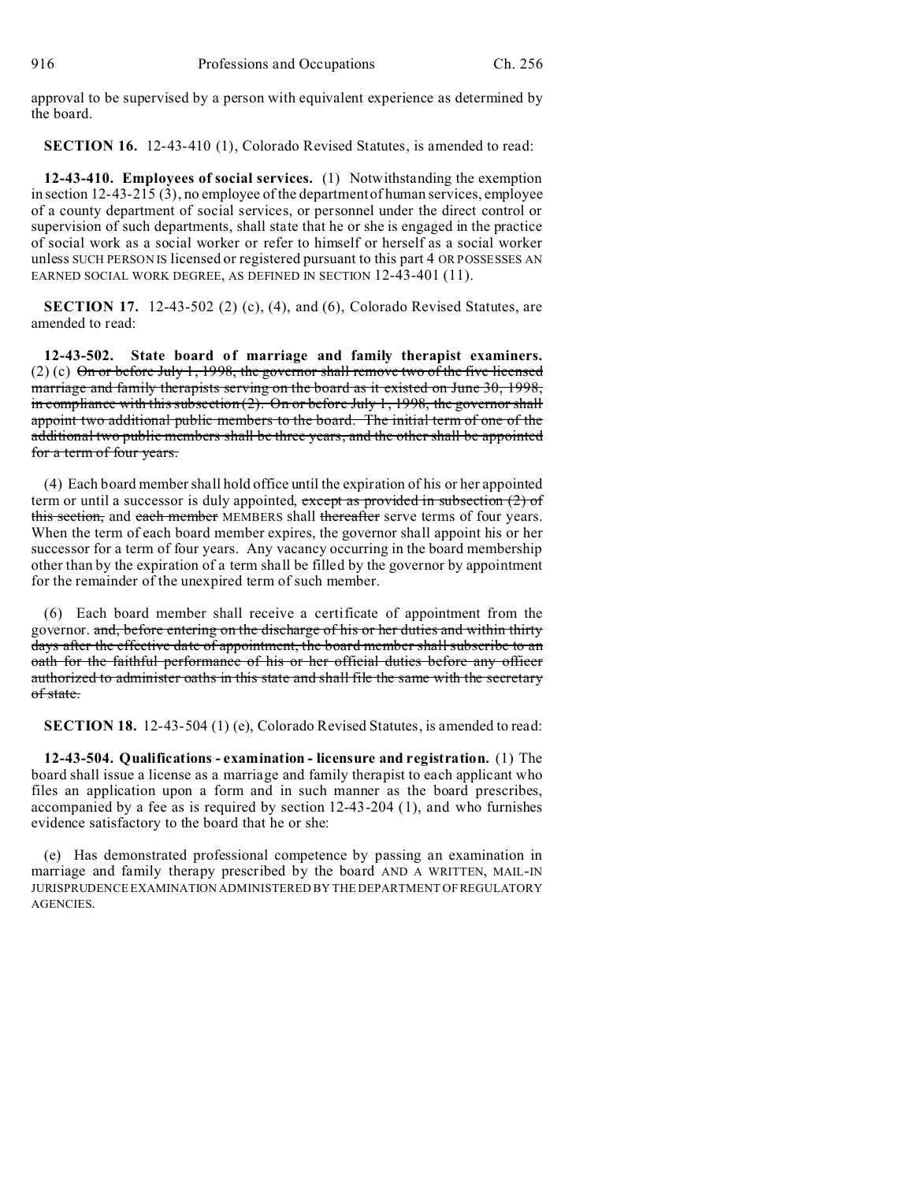approval to be supervised by a person with equivalent experience as determined by the board.

**SECTION 16.** 12-43-410 (1), Colorado Revised Statutes, is amended to read:

**12-43-410. Employees of social services.** (1) Notwithstanding the exemption in section 12-43-215 (3), no employee of the department of human services, employee of a county department of social services, or personnel under the direct control or supervision of such departments, shall state that he or she is engaged in the practice of social work as a social worker or refer to himself or herself as a social worker unless SUCH PERSON IS licensed or registered pursuant to this part 4 OR POSSESSES AN EARNED SOCIAL WORK DEGREE, AS DEFINED IN SECTION 12-43-401 (11).

**SECTION 17.** 12-43-502 (2) (c), (4), and (6), Colorado Revised Statutes, are amended to read:

**12-43-502. State board of marriage and family therapist examiners.** (2) (c) ~~On or before July 1, 1998, the governor shall remove two of the five licensed marriage and family therapists serving on the board as it existed on June 30, 1998, in compliance with this subsection (2). On or before July 1, 1998, the governor shall appoint two additional public members to the board. The initial term of one of the additional two public members shall be three years, and the other shall be appointed for a term of four years.~~

(4) Each board member shall hold office until the expiration of his or her appointed term or until a successor is duly appointed, ~~except as provided in subsection (2) of this section,~~ and ~~each member~~ MEMBERS shall ~~thereafter~~ serve terms of four years. When the term of each board member expires, the governor shall appoint his or her successor for a term of four years. Any vacancy occurring in the board membership other than by the expiration of a term shall be filled by the governor by appointment for the remainder of the unexpired term of such member.

(6) Each board member shall receive a certificate of appointment from the governor. ~~and, before entering on the discharge of his or her duties and within thirty days after the effective date of appointment, the board member shall subscribe to an oath for the faithful performance of his or her official duties before any officer authorized to administer oaths in this state and shall file the same with the secretary of state.~~

**SECTION 18.** 12-43-504 (1) (e), Colorado Revised Statutes, is amended to read:

**12-43-504. Qualifications - examination - licensure and registration.** (1) The board shall issue a license as a marriage and family therapist to each applicant who files an application upon a form and in such manner as the board prescribes, accompanied by a fee as is required by section 12-43-204 (1), and who furnishes evidence satisfactory to the board that he or she:

(e) Has demonstrated professional competence by passing an examination in marriage and family therapy prescribed by the board AND A WRITTEN, MAIL-IN JURISPRUDENCE EXAMINATION ADMINISTERED BY THE DEPARTMENT OF REGULATORY AGENCIES.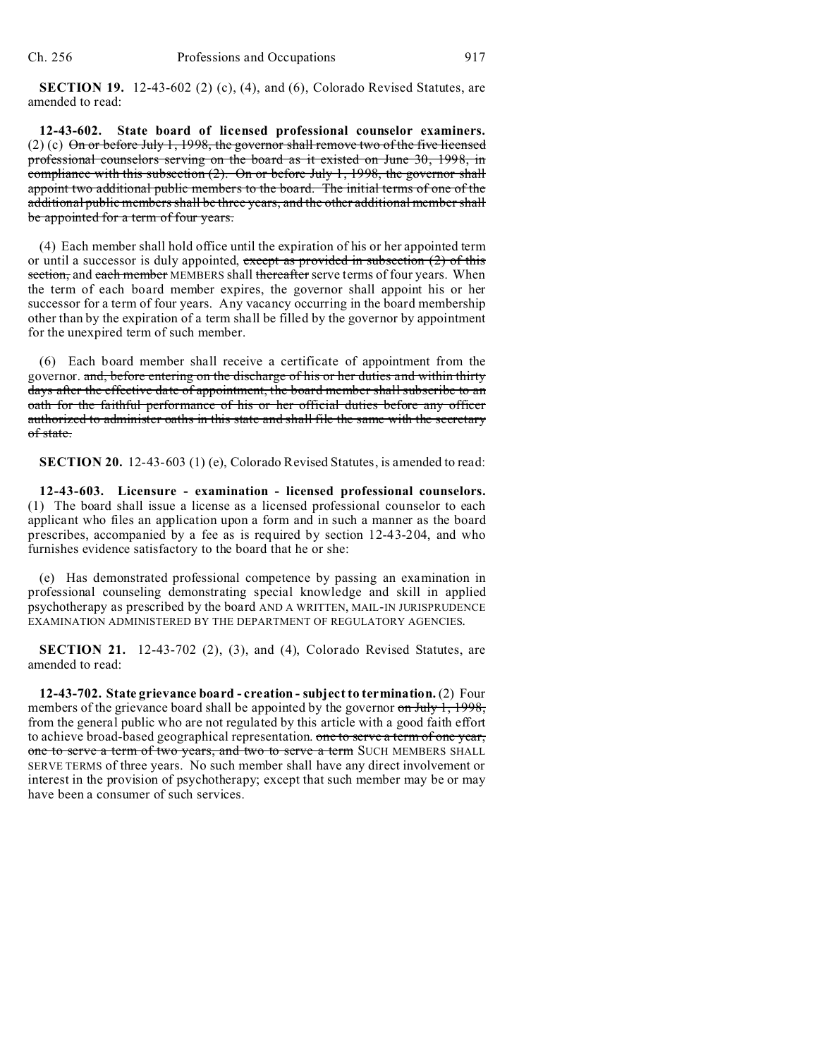**SECTION 19.** 12-43-602 (2) (c), (4), and (6), Colorado Revised Statutes, are amended to read:

**12-43-602. State board of licensed professional counselor examiners.** (2) (c) ~~On or before July 1, 1998, the governor shall remove two of the five licensed professional counselors serving on the board as it existed on June 30, 1998, in compliance with this subsection (2). On or before July 1, 1998, the governor shall appoint two additional public members to the board. The initial terms of one of the additional public members shall be three years, and the other additional member shall be appointed for a term of four years.~~

(4) Each member shall hold office until the expiration of his or her appointed term or until a successor is duly appointed, ~~except as provided in subsection (2) of this section,~~ and ~~each member~~ MEMBERS shall ~~thereafter~~ serve terms of four years. When the term of each board member expires, the governor shall appoint his or her successor for a term of four years. Any vacancy occurring in the board membership other than by the expiration of a term shall be filled by the governor by appointment for the unexpired term of such member.

(6) Each board member shall receive a certificate of appointment from the governor. ~~and, before entering on the discharge of his or her duties and within thirty days after the effective date of appointment, the board member shall subscribe to an oath for the faithful performance of his or her official duties before any officer authorized to administer oaths in this state and shall file the same with the secretary of state.~~

**SECTION 20.** 12-43-603 (1) (e), Colorado Revised Statutes, is amended to read:

**12-43-603. Licensure - examination - licensed professional counselors.** (1) The board shall issue a license as a licensed professional counselor to each applicant who files an application upon a form and in such a manner as the board prescribes, accompanied by a fee as is required by section 12-43-204, and who furnishes evidence satisfactory to the board that he or she:

(e) Has demonstrated professional competence by passing an examination in professional counseling demonstrating special knowledge and skill in applied psychotherapy as prescribed by the board AND A WRITTEN, MAIL-IN JURISPRUDENCE EXAMINATION ADMINISTERED BY THE DEPARTMENT OF REGULATORY AGENCIES.

**SECTION 21.** 12-43-702 (2), (3), and (4), Colorado Revised Statutes, are amended to read:

**12-43-702. State grievance board - creation - subject to termination.** (2) Four members of the grievance board shall be appointed by the governor ~~on July 1, 1998,~~ from the general public who are not regulated by this article with a good faith effort to achieve broad-based geographical representation. ~~one to serve a term of one year, one to serve a term of two years, and two to serve a term~~ SUCH MEMBERS SHALL SERVE TERMS of three years. No such member shall have any direct involvement or interest in the provision of psychotherapy; except that such member may be or may have been a consumer of such services.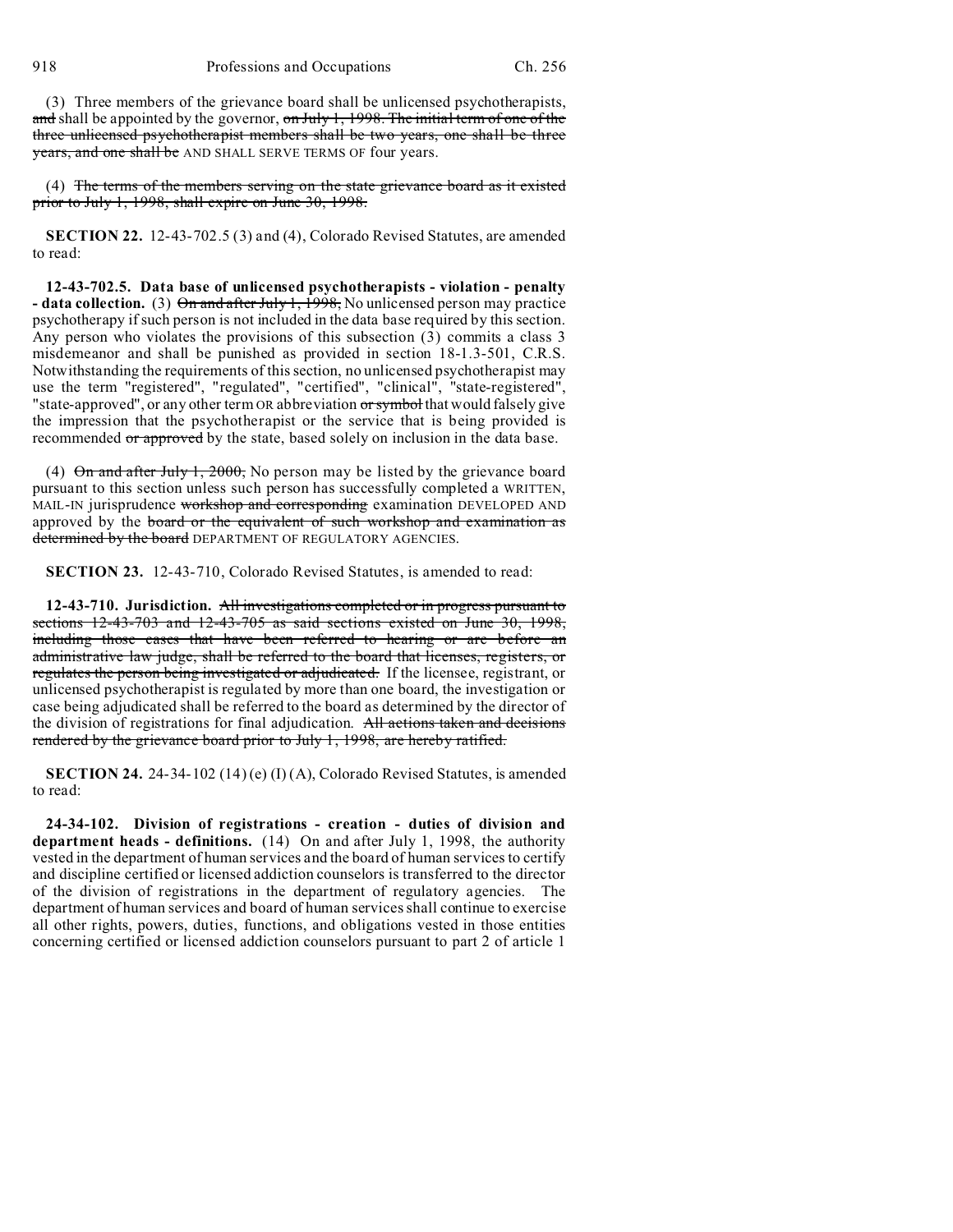(3) Three members of the grievance board shall be unlicensed psychotherapists, and shall be appointed by the governor, on July 1, 1998. The initial term of one of the three unlicensed psychotherapist members shall be two years, one shall be three years, and one shall be AND SHALL SERVE TERMS OF four years.

(4) The terms of the members serving on the state grievance board as it existed prior to July 1, 1998, shall expire on June 30, 1998.

**SECTION 22.** 12-43-702.5 (3) and (4), Colorado Revised Statutes, are amended to read:

**12-43-702.5. Data base of unlicensed psychotherapists - violation - penalty - data collection.** (3) On and after July 1, 1998, No unlicensed person may practice psychotherapy if such person is not included in the data base required by this section. Any person who violates the provisions of this subsection (3) commits a class 3 misdemeanor and shall be punished as provided in section 18-1.3-501, C.R.S. Notwithstanding the requirements of this section, no unlicensed psychotherapist may use the term "registered", "regulated", "certified", "clinical", "state-registered", "state-approved", or any other term OR abbreviation or symbol that would falsely give the impression that the psychotherapist or the service that is being provided is recommended or approved by the state, based solely on inclusion in the data base.

(4) On and after July 1, 2000, No person may be listed by the grievance board pursuant to this section unless such person has successfully completed a WRITTEN, MAIL-IN jurisprudence workshop and corresponding examination DEVELOPED AND approved by the board or the equivalent of such workshop and examination as determined by the board DEPARTMENT OF REGULATORY AGENCIES.

**SECTION 23.** 12-43-710, Colorado Revised Statutes, is amended to read:

**12-43-710. Jurisdiction.** All investigations completed or in progress pursuant to sections 12-43-703 and 12-43-705 as said sections existed on June 30, 1998, including those cases that have been referred to hearing or are before an administrative law judge, shall be referred to the board that licenses, registers, or regulates the person being investigated or adjudicated. If the licensee, registrant, or unlicensed psychotherapist is regulated by more than one board, the investigation or case being adjudicated shall be referred to the board as determined by the director of the division of registrations for final adjudication. All actions taken and decisions rendered by the grievance board prior to July 1, 1998, are hereby ratified.

**SECTION 24.** 24-34-102 (14) (e) (I) (A), Colorado Revised Statutes, is amended to read:

**24-34-102. Division of registrations - creation - duties of division and department heads - definitions.** (14) On and after July 1, 1998, the authority vested in the department of human services and the board of human services to certify and discipline certified or licensed addiction counselors is transferred to the director of the division of registrations in the department of regulatory agencies. The department of human services and board of human services shall continue to exercise all other rights, powers, duties, functions, and obligations vested in those entities concerning certified or licensed addiction counselors pursuant to part 2 of article 1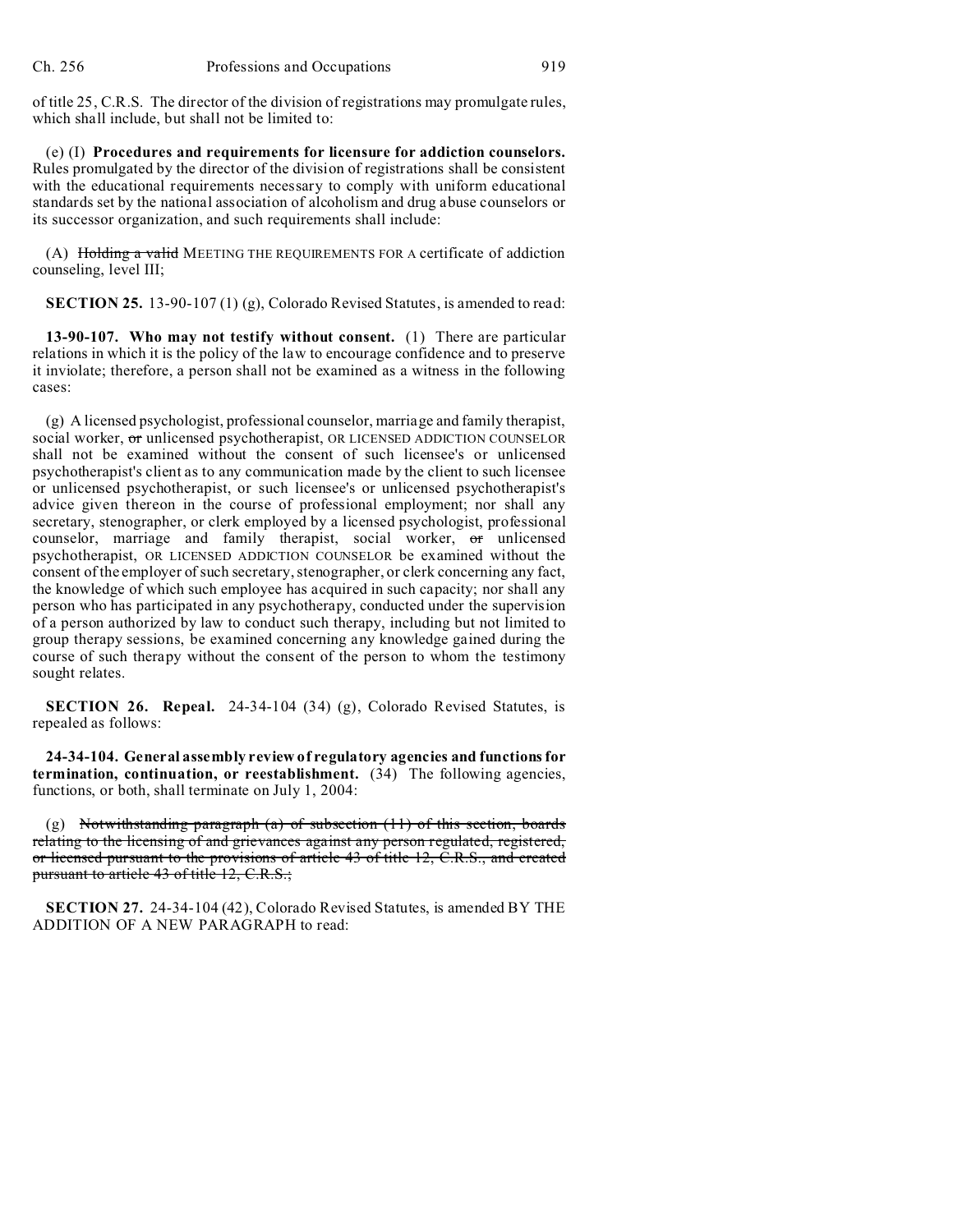of title 25, C.R.S. The director of the division of registrations may promulgate rules, which shall include, but shall not be limited to:

(e) (I) **Procedures and requirements for licensure for addiction counselors.** Rules promulgated by the director of the division of registrations shall be consistent with the educational requirements necessary to comply with uniform educational standards set by the national association of alcoholism and drug abuse counselors or its successor organization, and such requirements shall include:

(A) ~~Holding a valid~~ MEETING THE REQUIREMENTS FOR A certificate of addiction counseling, level III;

**SECTION 25.** 13-90-107 (1) (g), Colorado Revised Statutes, is amended to read:

**13-90-107. Who may not testify without consent.** (1) There are particular relations in which it is the policy of the law to encourage confidence and to preserve it inviolate; therefore, a person shall not be examined as a witness in the following cases:

(g) A licensed psychologist, professional counselor, marriage and family therapist, social worker, ~~or~~ unlicensed psychotherapist, OR LICENSED ADDICTION COUNSELOR shall not be examined without the consent of such licensee's or unlicensed psychotherapist's client as to any communication made by the client to such licensee or unlicensed psychotherapist, or such licensee's or unlicensed psychotherapist's advice given thereon in the course of professional employment; nor shall any secretary, stenographer, or clerk employed by a licensed psychologist, professional counselor, marriage and family therapist, social worker, ~~or~~ unlicensed psychotherapist, OR LICENSED ADDICTION COUNSELOR be examined without the consent of the employer of such secretary, stenographer, or clerk concerning any fact, the knowledge of which such employee has acquired in such capacity; nor shall any person who has participated in any psychotherapy, conducted under the supervision of a person authorized by law to conduct such therapy, including but not limited to group therapy sessions, be examined concerning any knowledge gained during the course of such therapy without the consent of the person to whom the testimony sought relates.

**SECTION 26. Repeal.** 24-34-104 (34) (g), Colorado Revised Statutes, is repealed as follows:

**24-34-104. General assembly review of regulatory agencies and functions for termination, continuation, or reestablishment.** (34) The following agencies, functions, or both, shall terminate on July 1, 2004:

(g) ~~Notwithstanding paragraph (a) of subsection (11) of this section, boards relating to the licensing of and grievances against any person regulated, registered, or licensed pursuant to the provisions of article 43 of title 12, C.R.S., and created pursuant to article 43 of title 12, C.R.S.;~~

**SECTION 27.** 24-34-104 (42), Colorado Revised Statutes, is amended BY THE ADDITION OF A NEW PARAGRAPH to read: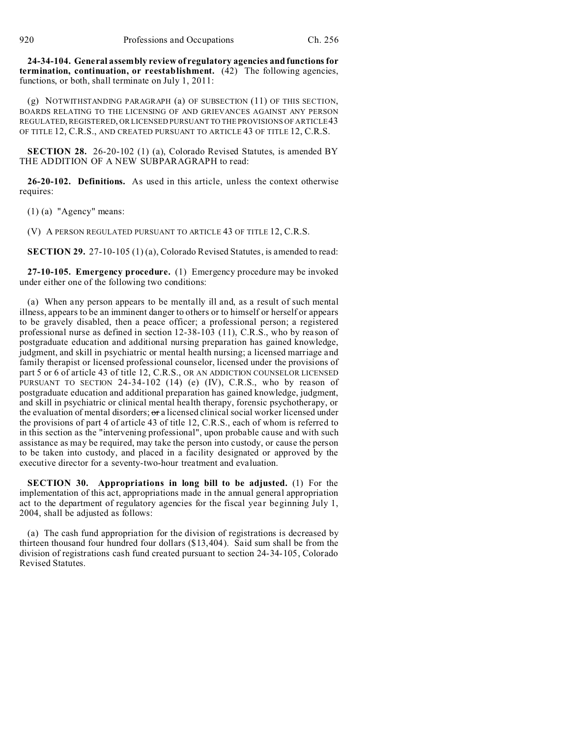**24-34-104. General assembly review of regulatory agencies and functions for termination, continuation, or reestablishment.** (42) The following agencies, functions, or both, shall terminate on July 1, 2011:

(g) NOTWITHSTANDING PARAGRAPH (a) OF SUBSECTION (11) OF THIS SECTION, BOARDS RELATING TO THE LICENSING OF AND GRIEVANCES AGAINST ANY PERSON REGULATED, REGISTERED, OR LICENSED PURSUANT TO THE PROVISIONS OF ARTICLE 43 OF TITLE 12, C.R.S., AND CREATED PURSUANT TO ARTICLE 43 OF TITLE 12, C.R.S.

**SECTION 28.** 26-20-102 (1) (a), Colorado Revised Statutes, is amended BY THE ADDITION OF A NEW SUBPARAGRAPH to read:

**26-20-102. Definitions.** As used in this article, unless the context otherwise requires:

(1) (a) "Agency" means:

(V) A PERSON REGULATED PURSUANT TO ARTICLE 43 OF TITLE 12, C.R.S.

**SECTION 29.** 27-10-105 (1) (a), Colorado Revised Statutes, is amended to read:

**27-10-105. Emergency procedure.** (1) Emergency procedure may be invoked under either one of the following two conditions:

(a) When any person appears to be mentally ill and, as a result of such mental illness, appears to be an imminent danger to others or to himself or herself or appears to be gravely disabled, then a peace officer; a professional person; a registered professional nurse as defined in section 12-38-103 (11), C.R.S., who by reason of postgraduate education and additional nursing preparation has gained knowledge, judgment, and skill in psychiatric or mental health nursing; a licensed marriage and family therapist or licensed professional counselor, licensed under the provisions of part 5 or 6 of article 43 of title 12, C.R.S., OR AN ADDICTION COUNSELOR LICENSED PURSUANT TO SECTION 24-34-102 (14) (e) (IV), C.R.S., who by reason of postgraduate education and additional preparation has gained knowledge, judgment, and skill in psychiatric or clinical mental health therapy, forensic psychotherapy, or the evaluation of mental disorders; ~~or~~ a licensed clinical social worker licensed under the provisions of part 4 of article 43 of title 12, C.R.S., each of whom is referred to in this section as the "intervening professional", upon probable cause and with such assistance as may be required, may take the person into custody, or cause the person to be taken into custody, and placed in a facility designated or approved by the executive director for a seventy-two-hour treatment and evaluation.

**SECTION 30. Appropriations in long bill to be adjusted.** (1) For the implementation of this act, appropriations made in the annual general appropriation act to the department of regulatory agencies for the fiscal year beginning July 1, 2004, shall be adjusted as follows:

(a) The cash fund appropriation for the division of registrations is decreased by thirteen thousand four hundred four dollars ($13,404). Said sum shall be from the division of registrations cash fund created pursuant to section 24-34-105, Colorado Revised Statutes.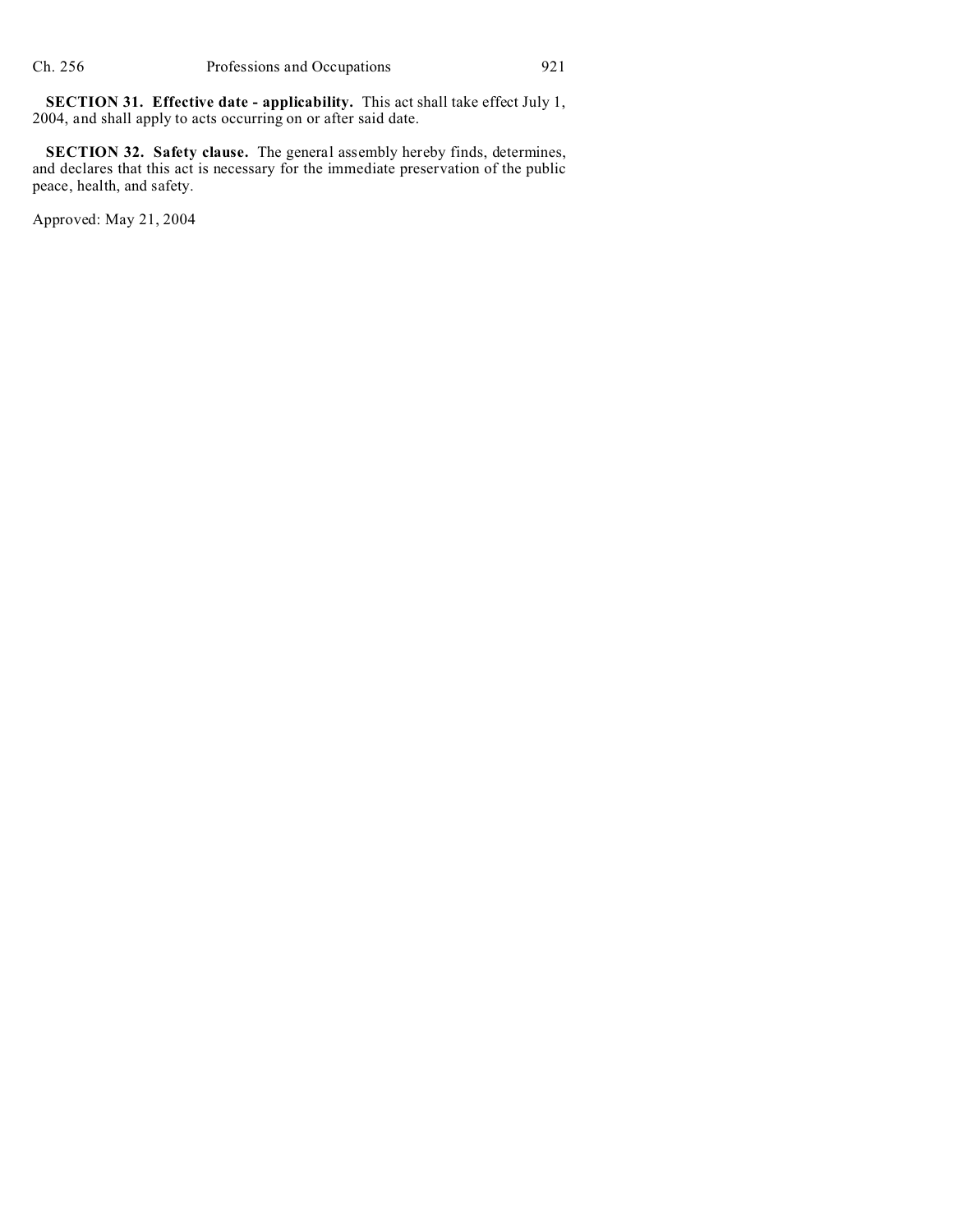**SECTION 31. Effective date - applicability.** This act shall take effect July 1, 2004, and shall apply to acts occurring on or after said date.

**SECTION 32. Safety clause.** The general assembly hereby finds, determines, and declares that this act is necessary for the immediate preservation of the public peace, health, and safety.

Approved: May 21, 2004